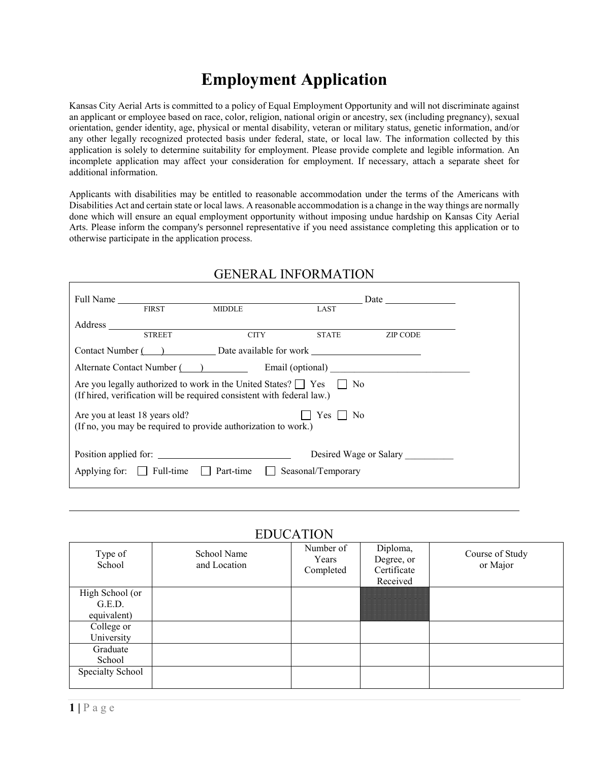# Employment Application

Kansas City Aerial Arts is committed to a policy of Equal Employment Opportunity and will not discriminate against an applicant or employee based on race, color, religion, national origin or ancestry, sex (including pregnancy), sexual orientation, gender identity, age, physical or mental disability, veteran or military status, genetic information, and/or any other legally recognized protected basis under federal, state, or local law. The information collected by this application is solely to determine suitability for employment. Please provide complete and legible information. An incomplete application may affect your consideration for employment. If necessary, attach a separate sheet for additional information.

Applicants with disabilities may be entitled to reasonable accommodation under the terms of the Americans with Disabilities Act and certain state or local laws. A reasonable accommodation is a change in the way things are normally done which will ensure an equal employment opportunity without imposing undue hardship on Kansas City Aerial Arts. Please inform the company's personnel representative if you need assistance completing this application or to otherwise participate in the application process.

## GENERAL INFORMATION

Full Name ______________________________________________ Date _______________
FIRST MIDDLE LAST

Address ______________________________________________________________
STREET CITY STATE ZIP CODE

Contact Number (____) __________ Date available for work _______________________

Alternate Contact Number (____) __________ Email (optional) _____________________________

Are you legally authorized to work in the United States? ☐ Yes ☐ No
(If hired, verification will be required consistent with federal law.)

Are you at least 18 years old? ☐ Yes ☐ No
(If no, you may be required to provide authorization to work.)

Position applied for: ____________________________ Desired Wage or Salary __________

Applying for: ☐ Full-time ☐ Part-time ☐ Seasonal/Temporary

## EDUCATION

| Type of School | School Name and Location | Number of Years Completed | Diploma, Degree, or Certificate Received | Course of Study or Major |
|---|---|---|---|---|
| High School (or G.E.D. equivalent) | | | | |
| College or University | | | | |
| Graduate School | | | | |
| Specialty School | | | | |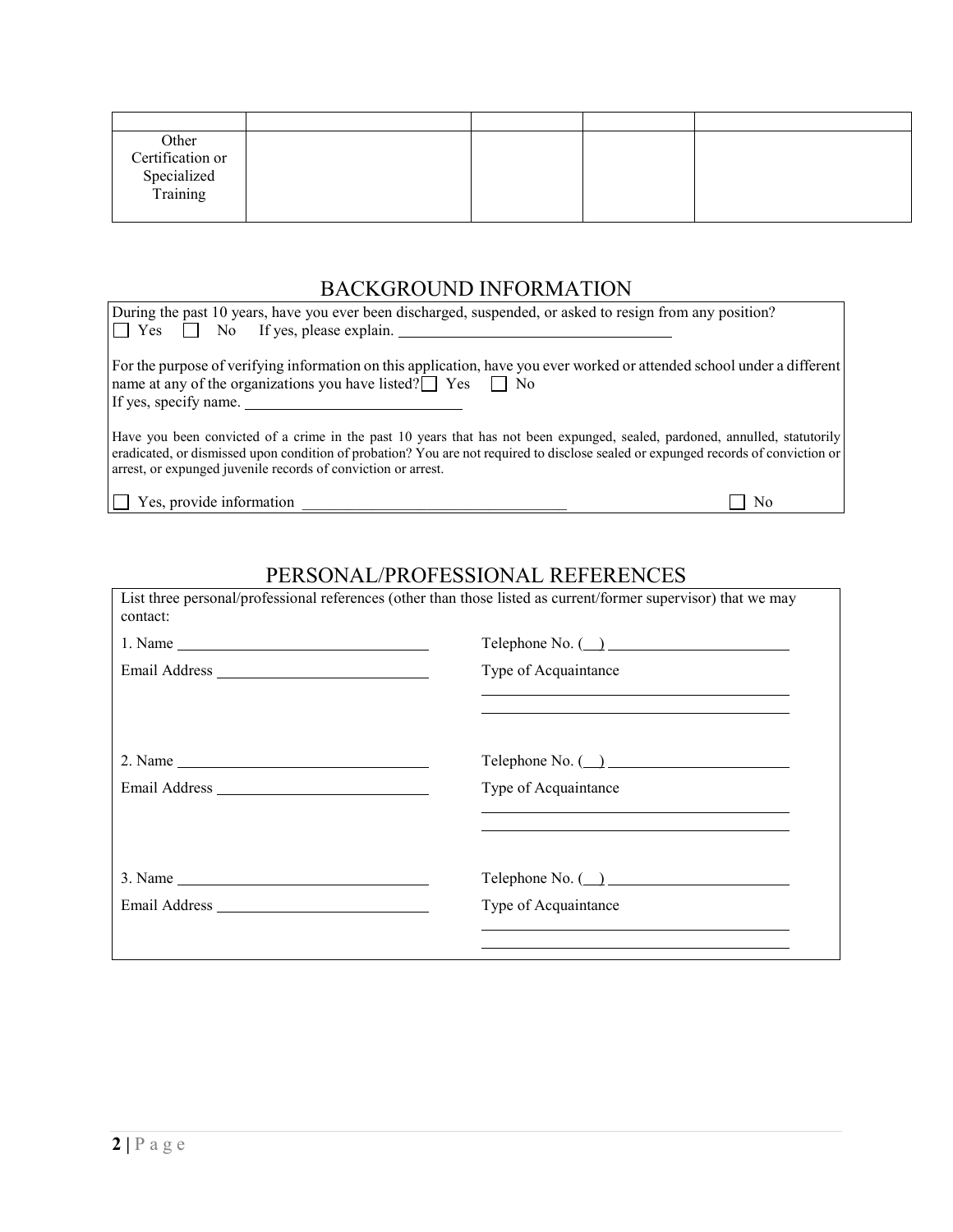| | | | | |
|---|---|---|---|---|
| Other Certification or Specialized Training | | | | |

## BACKGROUND INFORMATION

During the past 10 years, have you ever been discharged, suspended, or asked to resign from any position?
☐ Yes ☐ No If yes, please explain. ______________________________

For the purpose of verifying information on this application, have you ever worked or attended school under a different name at any of the organizations you have listed? ☐ Yes ☐ No
If yes, specify name. ______________________

Have you been convicted of a crime in the past 10 years that has not been expunged, sealed, pardoned, annulled, statutorily eradicated, or dismissed upon condition of probation? You are not required to disclose sealed or expunged records of conviction or arrest, or expunged juvenile records of conviction or arrest.

☐ Yes, provide information ______________________________ ☐ No

## PERSONAL/PROFESSIONAL REFERENCES

List three personal/professional references (other than those listed as current/former supervisor) that we may contact:

1. Name ______________________ Telephone No. (__) ____________________
   Email Address ______________________ Type of Acquaintance
   ______________________________
   ______________________________

2. Name ______________________ Telephone No. (__) ____________________
   Email Address ______________________ Type of Acquaintance
   ______________________________
   ______________________________

3. Name ______________________ Telephone No. (__) ____________________
   Email Address ______________________ Type of Acquaintance
   ______________________________
   ______________________________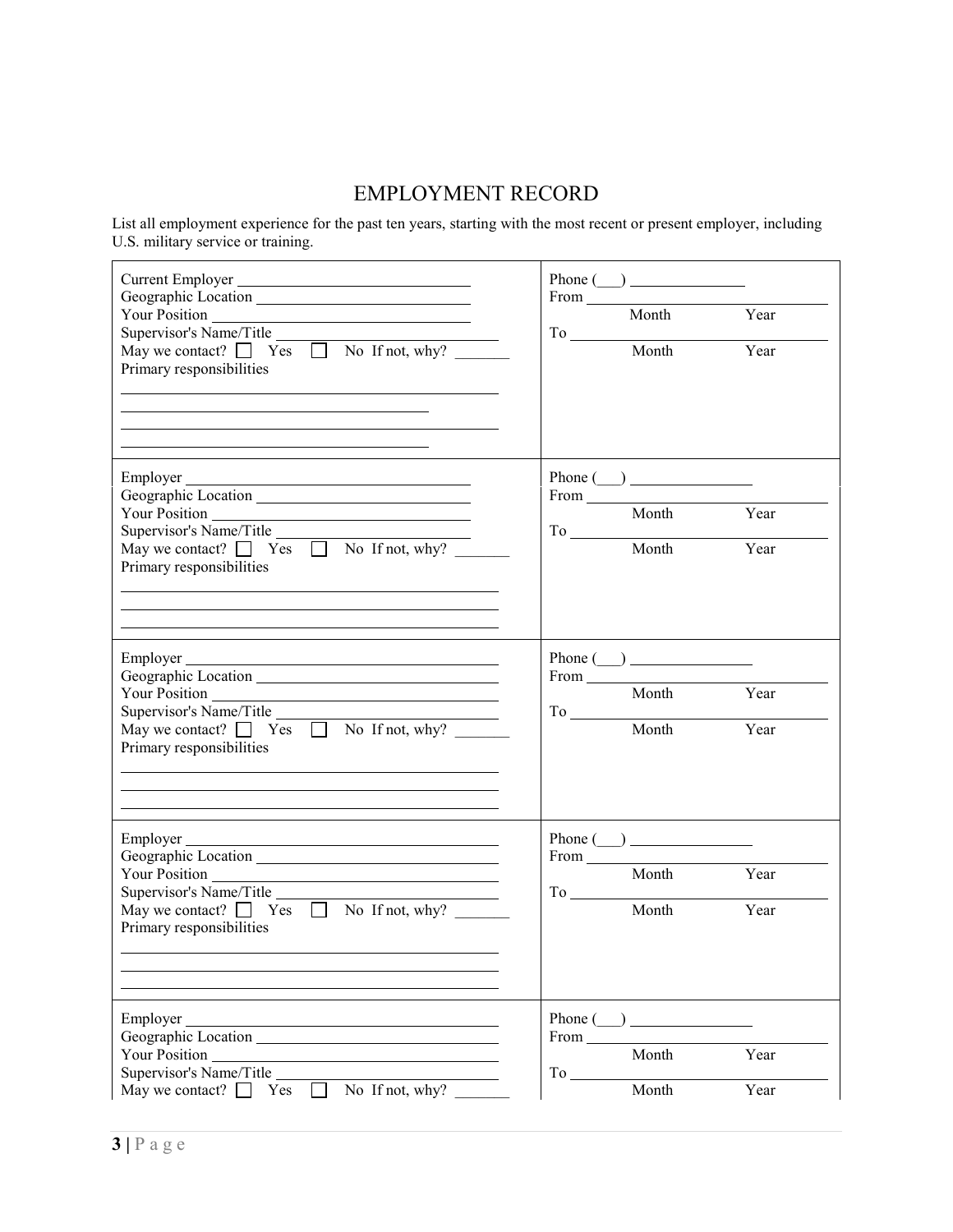# EMPLOYMENT RECORD

List all employment experience for the past ten years, starting with the most recent or present employer, including U.S. military service or training.

| | |
|---|---|
| Current Employer ______________________________<br>Geographic Location ___________________________<br>Your Position _________________________________<br>Supervisor's Name/Title ___________________________<br>May we contact? ☐ Yes ☐ No If not, why? _______<br>Primary responsibilities<br>_____________________________________________<br>_______________________________________<br>_____________________________________________<br>_______________________________________ | Phone (___) ______________<br>From ______________________________<br>Month Year<br>To ________________________________<br>Month Year |
| Employer ____________________________________<br>Geographic Location ___________________________<br>Your Position _________________________________<br>Supervisor's Name/Title ________________________<br>May we contact? ☐ Yes ☐ No If not, why? _______<br>Primary responsibilities<br>_____________________________________________<br>_____________________________________________<br>_____________________________________________ | Phone (___) _______________<br>From ______________________________<br>Month Year<br>To ________________________________<br>Month Year |
| Employer ________________________________________<br>Geographic Location ______________________________<br>Your Position ____________________________________<br>Supervisor's Name/Title ___________________________<br>May we contact? ☐ Yes ☐ No If not, why? _______<br>Primary responsibilities<br>_____________________________________________<br>_____________________________________________<br>_____________________________________________ | Phone (___) _______________<br>From ______________________________<br>Month Year<br>To ________________________________<br>Month Year |
| Employer ________________________________________<br>Geographic Location ______________________________<br>Your Position ____________________________________<br>Supervisor's Name/Title ___________________________<br>May we contact? ☐ Yes ☐ No If not, why? _______<br>Primary responsibilities<br>_____________________________________________<br>_____________________________________________<br>_____________________________________________ | Phone (___) _______________<br>From ______________________________<br>Month Year<br>To ________________________________<br>Month Year |
| Employer ________________________________________<br>Geographic Location ______________________________<br>Your Position ____________________________________<br>Supervisor's Name/Title ___________________________<br>May we contact? ☐ Yes ☐ No If not, why? _______ | Phone (___) _______________<br>From ______________________________<br>Month Year<br>To ________________________________<br>Month Year |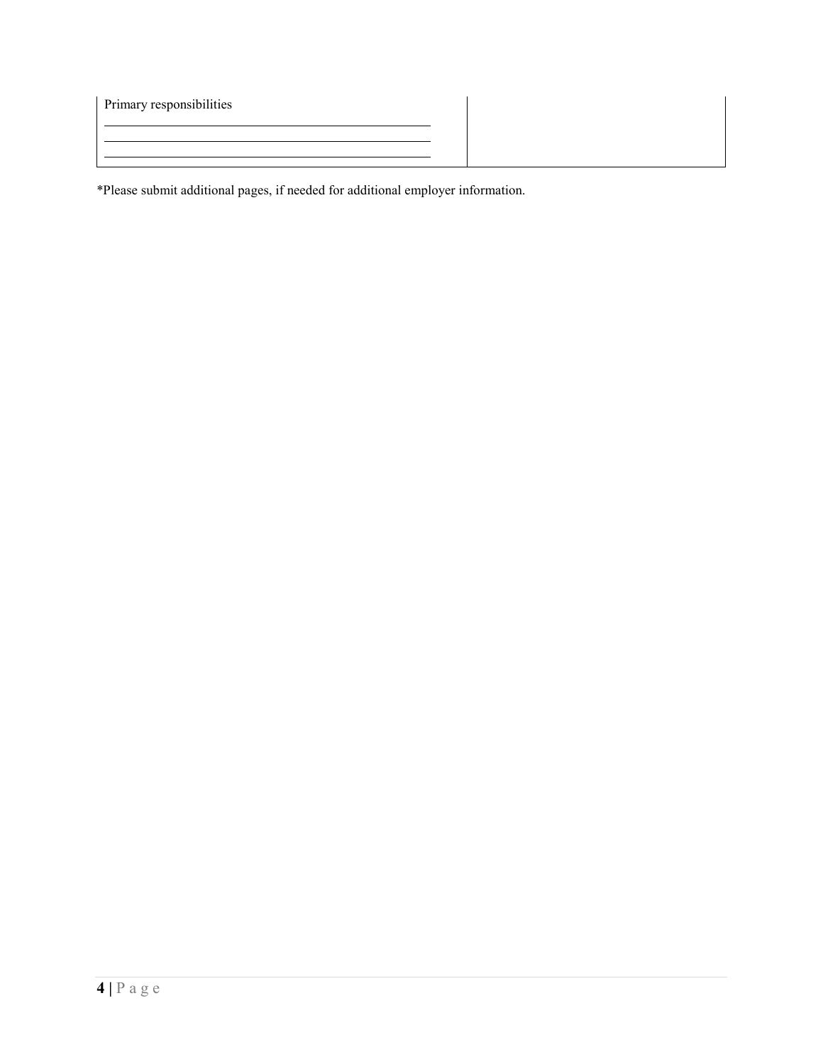| Primary responsibilities<br>\_\_\_\_\_\_\_\_\_\_\_\_\_\_\_\_\_\_\_\_\_\_\_\_\_\_\_\_\_\_\_\_\_\_\_\_\_\_\_\_<br>\_\_\_\_\_\_\_\_\_\_\_\_\_\_\_\_\_\_\_\_\_\_\_\_\_\_\_\_\_\_\_\_\_\_\_\_\_\_\_\_<br>\_\_\_\_\_\_\_\_\_\_\_\_\_\_\_\_\_\_\_\_\_\_\_\_\_\_\_\_\_\_\_\_\_\_\_\_\_\_\_\_ | |
|---|---|

*Please submit additional pages, if needed for additional employer information.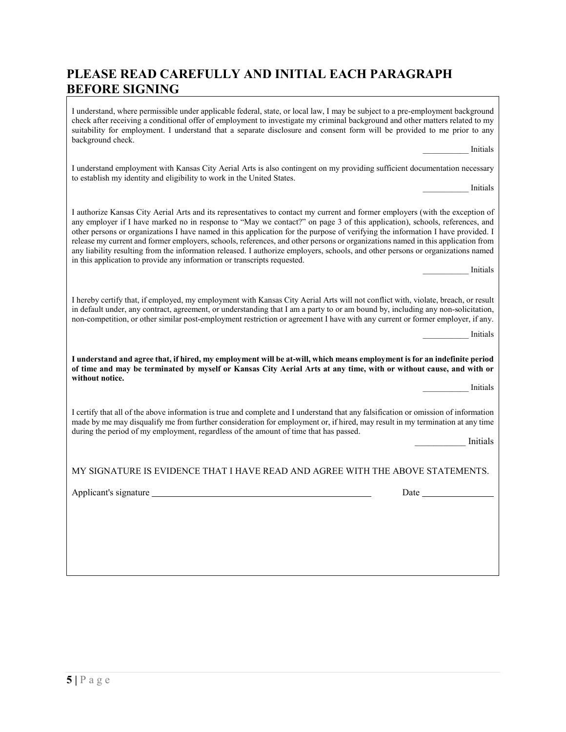# PLEASE READ CAREFULLY AND INITIAL EACH PARAGRAPH BEFORE SIGNING

I understand, where permissible under applicable federal, state, or local law, I may be subject to a pre-employment background check after receiving a conditional offer of employment to investigate my criminal background and other matters related to my suitability for employment. I understand that a separate disclosure and consent form will be provided to me prior to any background check.

___________ Initials

I understand employment with Kansas City Aerial Arts is also contingent on my providing sufficient documentation necessary to establish my identity and eligibility to work in the United States.

___________ Initials

I authorize Kansas City Aerial Arts and its representatives to contact my current and former employers (with the exception of any employer if I have marked no in response to "May we contact?" on page 3 of this application), schools, references, and other persons or organizations I have named in this application for the purpose of verifying the information I have provided. I release my current and former employers, schools, references, and other persons or organizations named in this application from any liability resulting from the information released. I authorize employers, schools, and other persons or organizations named in this application to provide any information or transcripts requested.

___________ Initials

I hereby certify that, if employed, my employment with Kansas City Aerial Arts will not conflict with, violate, breach, or result in default under, any contract, agreement, or understanding that I am a party to or am bound by, including any non-solicitation, non-competition, or other similar post-employment restriction or agreement I have with any current or former employer, if any.

___________ Initials

**I understand and agree that, if hired, my employment will be at-will, which means employment is for an indefinite period of time and may be terminated by myself or Kansas City Aerial Arts at any time, with or without cause, and with or without notice.**

___________ Initials

I certify that all of the above information is true and complete and I understand that any falsification or omission of information made by me may disqualify me from further consideration for employment or, if hired, may result in my termination at any time during the period of my employment, regardless of the amount of time that has passed.

___________ Initials

MY SIGNATURE IS EVIDENCE THAT I HAVE READ AND AGREE WITH THE ABOVE STATEMENTS.

Applicant's signature ______________________________ Date ______________